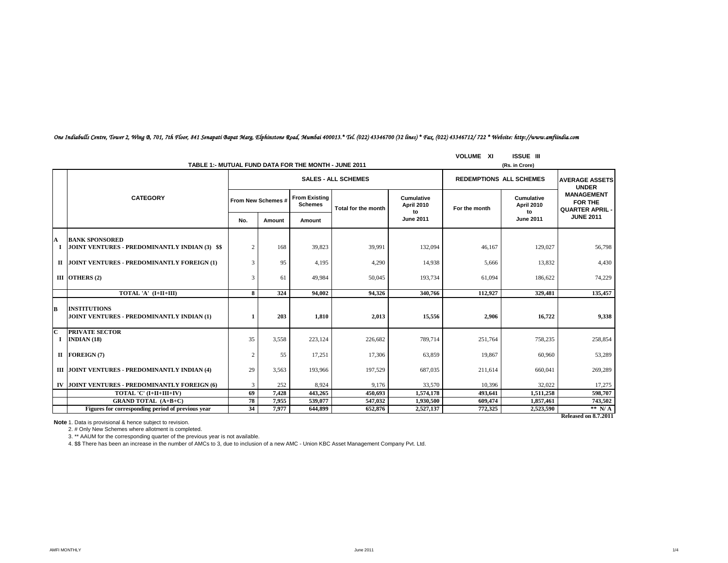*One Indiabulls Centre, Tower 2, Wing B, 701, 7th Floor, 841 Senapati Bapat Marg, Elphinstone Road, Mumbai 400013.* Tel. (022) 43346700 (32 lines) * Fax. (022) 43346712/ 722 * Website: http://www.amfiindia.com*

VOLUME XI ISSUE III

## TABLE 1:- MUTUAL FUND DATA FOR THE MONTH - JUNE 2011

(Rs. in Crore)

| | CATEGORY | SALES - ALL SCHEMES | | | | | REDEMPTIONS ALL SCHEMES | | AVERAGE ASSETS UNDER MANAGEMENT FOR THE QUARTER APRIL - JUNE 2011 |
|---|---|---|---|---|---|---|---|---|---|
| | | From New Schemes # | | From Existing Schemes | Total for the month | Cumulative April 2010 to June 2011 | For the month | Cumulative April 2010 to June 2011 | |
| | | No. | Amount | Amount | | | | | |
| A | **BANK SPONSORED** | | | | | | | | |
| I | **JOINT VENTURES - PREDOMINANTLY INDIAN (3) $$** | 2 | 168 | 39,823 | 39,991 | 132,094 | 46,167 | 129,027 | 56,798 |
| II | **JOINT VENTURES - PREDOMINANTLY FOREIGN (1)** | 3 | 95 | 4,195 | 4,290 | 14,938 | 5,666 | 13,832 | 4,430 |
| III | **OTHERS (2)** | 3 | 61 | 49,984 | 50,045 | 193,734 | 61,094 | 186,622 | 74,229 |
| | **TOTAL 'A' (I+II+III)** | **8** | **324** | **94,002** | **94,326** | **340,766** | **112,927** | **329,481** | **135,457** |
| B | **INSTITUTIONS** | | | | | | | | |
| | **JOINT VENTURES - PREDOMINANTLY INDIAN (1)** | **1** | **203** | **1,810** | **2,013** | **15,556** | **2,906** | **16,722** | **9,338** |
| C | **PRIVATE SECTOR** | | | | | | | | |
| I | **INDIAN (18)** | 35 | 3,558 | 223,124 | 226,682 | 789,714 | 251,764 | 758,235 | 258,854 |
| II | **FOREIGN (7)** | 2 | 55 | 17,251 | 17,306 | 63,859 | 19,867 | 60,960 | 53,289 |
| III | **JOINT VENTURES - PREDOMINANTLY INDIAN (4)** | 29 | 3,563 | 193,966 | 197,529 | 687,035 | 211,614 | 660,041 | 269,289 |
| IV | **JOINT VENTURES - PREDOMINANTLY FOREIGN (6)** | 3 | 252 | 8,924 | 9,176 | 33,570 | 10,396 | 32,022 | 17,275 |
| | **TOTAL 'C' (I+II+III+IV)** | **69** | **7,428** | **443,265** | **450,693** | **1,574,178** | **493,641** | **1,511,258** | **598,707** |
| | **GRAND TOTAL (A+B+C)** | **78** | **7,955** | **539,077** | **547,032** | **1,930,500** | **609,474** | **1,857,461** | **743,502** |
| | **Figures for corresponding period of previous year** | **34** | **7,977** | **644,899** | **652,876** | **2,527,137** | **772,325** | **2,523,590** | **\*\* N/ A** |

**Released on 8.7.2011**

**Note** 1. Data is provisional & hence subject to revision.

2. # Only New Schemes where allotment is completed.

3. ** AAUM for the corresponding quarter of the previous year is not available.

4. $$ There has been an increase in the number of AMCs to 3, due to inclusion of a new AMC - Union KBC Asset Management Company Pvt. Ltd.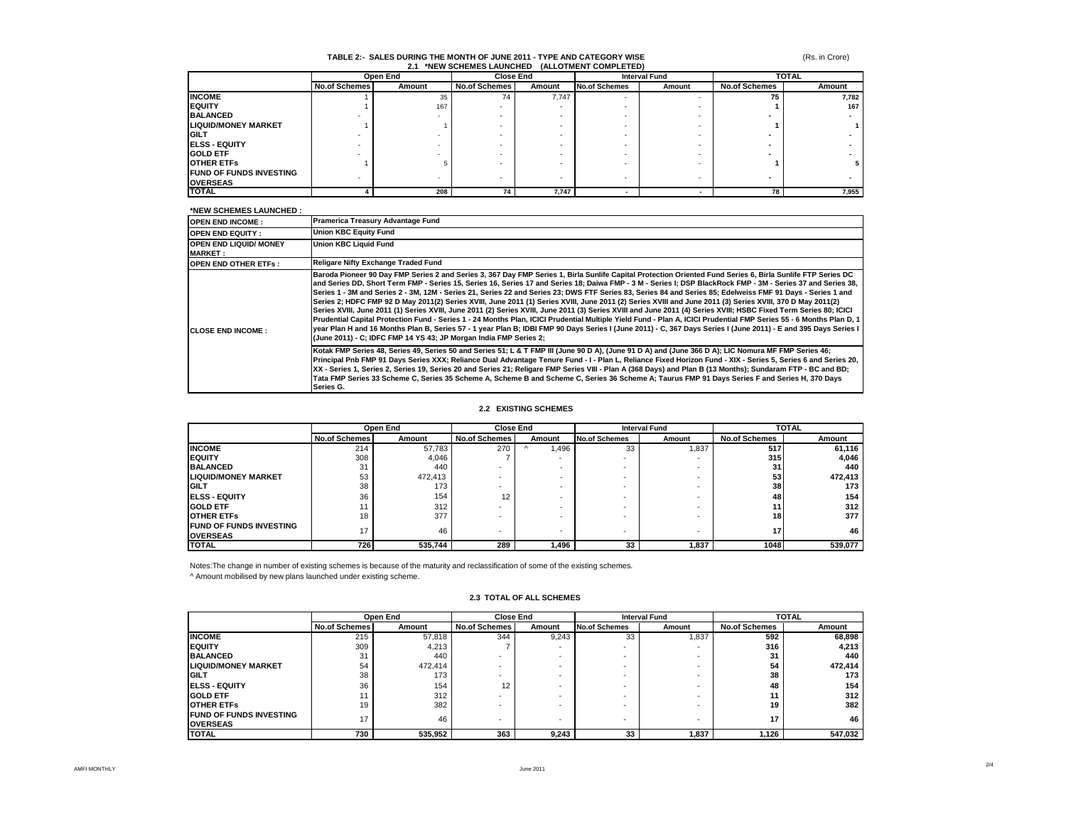## TABLE 2:- SALES DURING THE MONTH OF JUNE 2011 - TYPE AND CATEGORY WISE

(Rs. in Crore)

### 2.1 *NEW SCHEMES LAUNCHED (ALLOTMENT COMPLETED)

| | Open End | | Close End | | Interval Fund | | TOTAL | |
|---|---|---|---|---|---|---|---|---|
| | No.of Schemes | Amount | No.of Schemes | Amount | No.of Schemes | Amount | No.of Schemes | Amount |
| **INCOME** | 1 | 35 | 74 | 7,747 | - | - | **75** | **7,782** |
| **EQUITY** | 1 | 167 | - | - | - | - | **1** | **167** |
| **BALANCED** | - | - | - | - | - | - | **-** | **-** |
| **LIQUID/MONEY MARKET** | 1 | 1 | - | - | - | - | **1** | **1** |
| **GILT** | - | - | - | - | - | - | **-** | **-** |
| **ELSS - EQUITY** | - | - | - | - | - | - | **-** | **-** |
| **GOLD ETF** | - | - | - | - | - | - | **-** | **-** |
| **OTHER ETFs** | 1 | 5 | - | - | - | - | **1** | **5** |
| **FUND OF FUNDS INVESTING OVERSEAS** | - | - | - | - | - | - | **-** | **-** |
| **TOTAL** | **4** | **208** | **74** | **7,747** | **-** | **-** | **78** | **7,955** |

**\*NEW SCHEMES LAUNCHED :**

| | |
|---|---|
| **OPEN END INCOME :** | **Pramerica Treasury Advantage Fund** |
| **OPEN END EQUITY :** | **Union KBC Equity Fund** |
| **OPEN END LIQUID/ MONEY MARKET :** | **Union KBC Liquid Fund** |
| **OPEN END OTHER ETFs :** | **Religare Nifty Exchange Traded Fund** |
| **CLOSE END INCOME :** | **Baroda Pioneer 90 Day FMP Series 2 and Series 3, 367 Day FMP Series 1, Birla Sunlife Capital Protection Oriented Fund Series 6, Birla Sunlife FTP Series DC and Series DD, Short Term FMP - Series 15, Series 16, Series 17 and Series 18; Daiwa FMP - 3 M - Series I; DSP BlackRock FMP - 3M - Series 37 and Series 38, Series 1 - 3M and Series 2 - 3M, 12M - Series 21, Series 22 and Series 23; DWS FTF Series 83, Series 84 and Series 85; Edelweiss FMF 91 Days - Series 1 and Series 2; HDFC FMP 92 D May 2011(2) Series XVIII, June 2011 (1) Series XVIII, June 2011 (2) Series XVIII and June 2011 (3) Series XVIII, 370 D May 2011(2) Series XVIII, June 2011 (1) Series XVIII, June 2011 (2) Series XVIII, June 2011 (3) Series XVIII and June 2011 (4) Series XVIII; HSBC Fixed Term Series 80; ICICI Prudential Capital Protection Fund - Series 1 - 24 Months Plan, ICICI Prudential Multiple Yield Fund - Plan A, ICICI Prudential FMP Series 55 - 6 Months Plan D, 1 year Plan H and 16 Months Plan B, Series 57 - 1 year Plan B; IDBI FMP 90 Days Series I (June 2011) - C, 367 Days Series I (June 2011) - E and 395 Days Series I (June 2011) - C; IDFC FMP 14 YS 43; JP Morgan India FMP Series 2; Kotak FMP Series 48, Series 49, Series 50 and Series 51; L & T FMP III (June 90 D A), (June 91 D A) and (June 366 D A); LIC Nomura MF FMP Series 46; Principal Pnb FMP 91 Days Series XXX; Reliance Dual Advantage Tenure Fund - I - Plan L, Reliance Fixed Horizon Fund - XIX - Series 5, Series 6 and Series 20, XX - Series 1, Series 2, Series 19, Series 20 and Series 21; Religare FMP Series VIII - Plan A (368 Days) and Plan B (13 Months); Sundaram FTP - BC and BD; Tata FMP Series 33 Scheme C, Series 35 Scheme A, Scheme B and Scheme C, Series 36 Scheme A; Taurus FMP 91 Days Series F and Series H, 370 Days Series G.** |

### 2.2 EXISTING SCHEMES

| | Open End | | Close End | | Interval Fund | | TOTAL | |
|---|---|---|---|---|---|---|---|---|
| | No.of Schemes | Amount | No.of Schemes | Amount | No.of Schemes | Amount | No.of Schemes | Amount |
| **INCOME** | 214 | 57,783 | 270 | ^ 1,496 | 33 | 1,837 | **517** | **61,116** |
| **EQUITY** | 308 | 4,046 | 7 | - | - | - | **315** | **4,046** |
| **BALANCED** | 31 | 440 | - | - | - | - | **31** | **440** |
| **LIQUID/MONEY MARKET** | 53 | 472,413 | - | - | - | - | **53** | **472,413** |
| **GILT** | 38 | 173 | - | - | - | - | **38** | **173** |
| **ELSS - EQUITY** | 36 | 154 | 12 | - | - | - | **48** | **154** |
| **GOLD ETF** | 11 | 312 | - | - | - | - | **11** | **312** |
| **OTHER ETFs** | 18 | 377 | - | - | - | - | **18** | **377** |
| **FUND OF FUNDS INVESTING OVERSEAS** | 17 | 46 | - | - | - | - | **17** | **46** |
| **TOTAL** | **726** | **535,744** | **289** | **1,496** | **33** | **1,837** | **1048** | **539,077** |

Notes:The change in number of existing schemes is because of the maturity and reclassification of some of the existing schemes.

^ Amount mobilised by new plans launched under existing scheme.

### 2.3 TOTAL OF ALL SCHEMES

| | Open End | | Close End | | Interval Fund | | TOTAL | |
|---|---|---|---|---|---|---|---|---|
| | No.of Schemes | Amount | No.of Schemes | Amount | No.of Schemes | Amount | No.of Schemes | Amount |
| **INCOME** | 215 | 57,818 | 344 | 9,243 | 33 | 1,837 | **592** | **68,898** |
| **EQUITY** | 309 | 4,213 | 7 | - | - | - | **316** | **4,213** |
| **BALANCED** | 31 | 440 | - | - | - | - | **31** | **440** |
| **LIQUID/MONEY MARKET** | 54 | 472,414 | - | - | - | - | **54** | **472,414** |
| **GILT** | 38 | 173 | - | - | - | - | **38** | **173** |
| **ELSS - EQUITY** | 36 | 154 | 12 | - | - | - | **48** | **154** |
| **GOLD ETF** | 11 | 312 | - | - | - | - | **11** | **312** |
| **OTHER ETFs** | 19 | 382 | - | - | - | - | **19** | **382** |
| **FUND OF FUNDS INVESTING OVERSEAS** | 17 | 46 | - | - | - | - | **17** | **46** |
| **TOTAL** | **730** | **535,952** | **363** | **9,243** | **33** | **1,837** | **1,126** | **547,032** |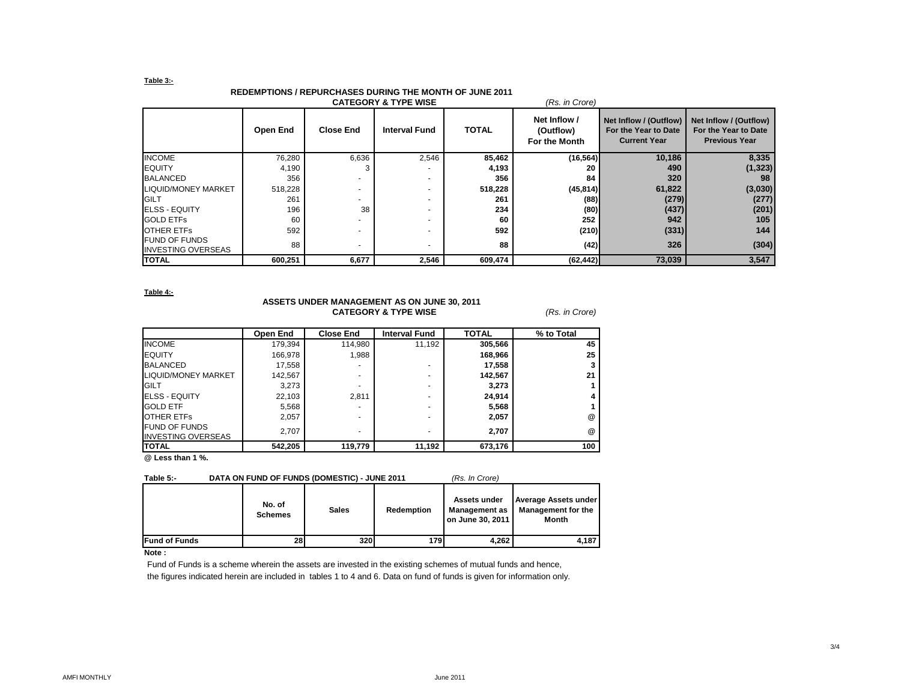**Table 3:-**

### REDEMPTIONS / REPURCHASES DURING THE MONTH OF JUNE 2011
### CATEGORY & TYPE WISE

*(Rs. in Crore)*

| | Open End | Close End | Interval Fund | TOTAL | Net Inflow / (Outflow) For the Month | Net Inflow / (Outflow) For the Year to Date Current Year | Net Inflow / (Outflow) For the Year to Date Previous Year |
|---|---|---|---|---|---|---|---|
| INCOME | 76,280 | 6,636 | 2,546 | **85,462** | **(16,564)** | **10,186** | **8,335** |
| EQUITY | 4,190 | 3 | - | **4,193** | **20** | **490** | **(1,323)** |
| BALANCED | 356 | - | - | **356** | **84** | **320** | **98** |
| LIQUID/MONEY MARKET | 518,228 | - | - | **518,228** | **(45,814)** | **61,822** | **(3,030)** |
| GILT | 261 | - | - | **261** | **(88)** | **(279)** | **(277)** |
| ELSS - EQUITY | 196 | 38 | - | **234** | **(80)** | **(437)** | **(201)** |
| GOLD ETFs | 60 | - | - | **60** | **252** | **942** | **105** |
| OTHER ETFs | 592 | - | - | **592** | **(210)** | **(331)** | **144** |
| FUND OF FUNDS INVESTING OVERSEAS | 88 | - | - | **88** | **(42)** | **326** | **(304)** |
| **TOTAL** | **600,251** | **6,677** | **2,546** | **609,474** | **(62,442)** | **73,039** | **3,547** |

**Table 4:-**

### ASSETS UNDER MANAGEMENT AS ON JUNE 30, 2011
### CATEGORY & TYPE WISE

*(Rs. in Crore)*

| | Open End | Close End | Interval Fund | TOTAL | % to Total |
|---|---|---|---|---|---|
| INCOME | 179,394 | 114,980 | 11,192 | **305,566** | **45** |
| EQUITY | 166,978 | 1,988 | | **168,966** | **25** |
| BALANCED | 17,558 | - | - | **17,558** | **3** |
| LIQUID/MONEY MARKET | 142,567 | - | - | **142,567** | **21** |
| GILT | 3,273 | - | - | **3,273** | **1** |
| ELSS - EQUITY | 22,103 | 2,811 | - | **24,914** | **4** |
| GOLD ETF | 5,568 | - | - | **5,568** | **1** |
| OTHER ETFs | 2,057 | - | - | **2,057** | @ |
| FUND OF FUNDS INVESTING OVERSEAS | 2,707 | - | - | **2,707** | @ |
| **TOTAL** | **542,205** | **119,779** | **11,192** | **673,176** | **100** |

**@ Less than 1 %.**

**Table 5:- DATA ON FUND OF FUNDS (DOMESTIC) - JUNE 2011** *(Rs. In Crore)*

| | No. of Schemes | Sales | Redemption | Assets under Management as on June 30, 2011 | Average Assets under Management for the Month |
|---|---|---|---|---|---|
| **Fund of Funds** | **28** | **320** | **179** | **4,262** | **4,187** |

**Note :**

Fund of Funds is a scheme wherein the assets are invested in the existing schemes of mutual funds and hence, the figures indicated herein are included in tables 1 to 4 and 6. Data on fund of funds is given for information only.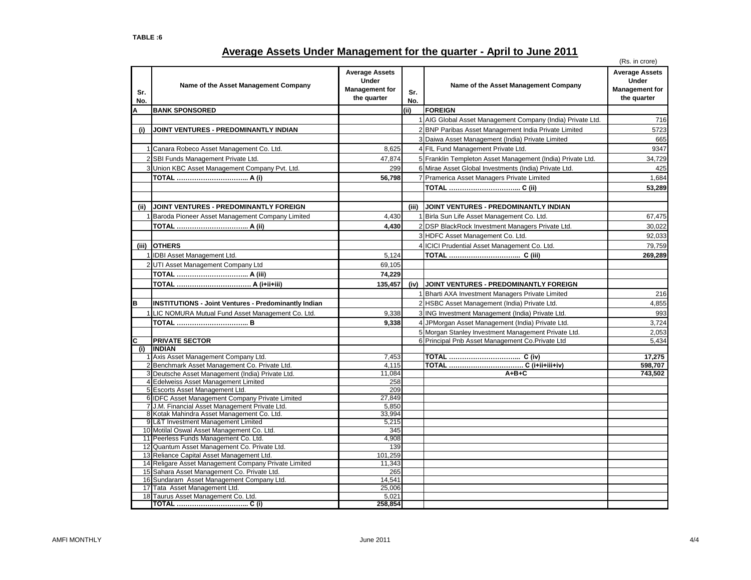TABLE :6

## Average Assets Under Management for the quarter - April to June 2011

(Rs. in crore)

| Sr. No. | Name of the Asset Management Company | Average Assets Under Management for the quarter | Sr. No. | Name of the Asset Management Company | Average Assets Under Management for the quarter |
|---|---|---|---|---|---|
| A | **BANK SPONSORED** | | (ii) | **FOREIGN** | |
| | | | 1 | AIG Global Asset Management Company (India) Private Ltd. | 716 |
| (i) | **JOINT VENTURES - PREDOMINANTLY INDIAN** | | 2 | BNP Paribas Asset Management India Private Limited | 5723 |
| | | | 3 | Daiwa Asset Management (India) Private Limited | 665 |
| 1 | Canara Robeco Asset Management Co. Ltd. | 8,625 | 4 | FIL Fund Management Private Ltd. | 9347 |
| 2 | SBI Funds Management Private Ltd. | 47,874 | 5 | Franklin Templeton Asset Management (India) Private Ltd. | 34,729 |
| 3 | Union KBC Asset Management Company Pvt. Ltd. | 299 | 6 | Mirae Asset Global Investments (India) Private Ltd. | 425 |
| | **TOTAL ………………………….. A (i)** | **56,798** | 7 | Pramerica Asset Managers Private Limited | 1,684 |
| | | | | **TOTAL ………………………….. C (ii)** | **53,289** |
| | | | | | |
| (ii) | **JOINT VENTURES - PREDOMINANTLY FOREIGN** | | (iii) | **JOINT VENTURES - PREDOMINANTLY INDIAN** | |
| 1 | Baroda Pioneer Asset Management Company Limited | 4,430 | 1 | Birla Sun Life Asset Management Co. Ltd. | 67,475 |
| | **TOTAL ………………………….. A (ii)** | **4,430** | 2 | DSP BlackRock Investment Managers Private Ltd. | 30,022 |
| | | | 3 | HDFC Asset Management Co. Ltd. | 92,033 |
| (iii) | **OTHERS** | | 4 | ICICI Prudential Asset Management Co. Ltd. | 79,759 |
| 1 | IDBI Asset Management Ltd. | 5,124 | | **TOTAL ………………………….. C (iii)** | **269,289** |
| 2 | UTI Asset Management Company Ltd | 69,105 | | | |
| | **TOTAL ………………………….. A (iii)** | **74,229** | | | |
| | **TOTAL ……………………………. A (i+ii+iii)** | **135,457** | (iv) | **JOINT VENTURES - PREDOMINANTLY FOREIGN** | |
| | | | 1 | Bharti AXA Investment Managers Private Limited | 216 |
| B | **INSTITUTIONS - Joint Ventures - Predominantly Indian** | | 2 | HSBC Asset Management (India) Private Ltd. | 4,855 |
| 1 | LIC NOMURA Mutual Fund Asset Management Co. Ltd. | 9,338 | 3 | ING Investment Management (India) Private Ltd. | 993 |
| | **TOTAL ………………………….. B** | **9,338** | 4 | JPMorgan Asset Management (India) Private Ltd. | 3,724 |
| | | | 5 | Morgan Stanley Investment Management Private Ltd. | 2,053 |
| C | **PRIVATE SECTOR** | | 6 | Principal Pnb Asset Management Co.Private Ltd | 5,434 |
| (i) | **INDIAN** | | | | |
| 1 | Axis Asset Management Company Ltd. | 7,453 | | **TOTAL ………………………….. C (iv)** | **17,275** |
| 2 | Benchmark Asset Management Co. Private Ltd. | 4,115 | | **TOTAL ……………………………. C (i+ii+iii+iv)** | **598,707** |
| 3 | Deutsche Asset Management (India) Private Ltd. | 11,084 | | **A+B+C** | **743,502** |
| 4 | Edelweiss Asset Management Limited | 258 | | | |
| 5 | Escorts Asset Management Ltd. | 209 | | | |
| 6 | IDFC Asset Management Company Private Limited | 27,849 | | | |
| 7 | J.M. Financial Asset Management Private Ltd. | 5,850 | | | |
| 8 | Kotak Mahindra Asset Management Co. Ltd. | 33,994 | | | |
| 9 | L&T Investment Management Limited | 5,215 | | | |
| 10 | Motilal Oswal Asset Management Co. Ltd. | 345 | | | |
| 11 | Peerless Funds Management Co. Ltd. | 4,908 | | | |
| 12 | Quantum Asset Management Co. Private Ltd. | 139 | | | |
| 13 | Reliance Capital Asset Management Ltd. | 101,259 | | | |
| 14 | Religare Asset Management Company Private Limited | 11,343 | | | |
| 15 | Sahara Asset Management Co. Private Ltd. | 265 | | | |
| 16 | Sundaram Asset Management Company Ltd. | 14,541 | | | |
| 17 | Tata Asset Management Ltd. | 25,006 | | | |
| 18 | Taurus Asset Management Co. Ltd. | 5,021 | | | |
| | **TOTAL ………………………….. C (i)** | **258,854** | | | |

AMFI MONTHLY — June 2011